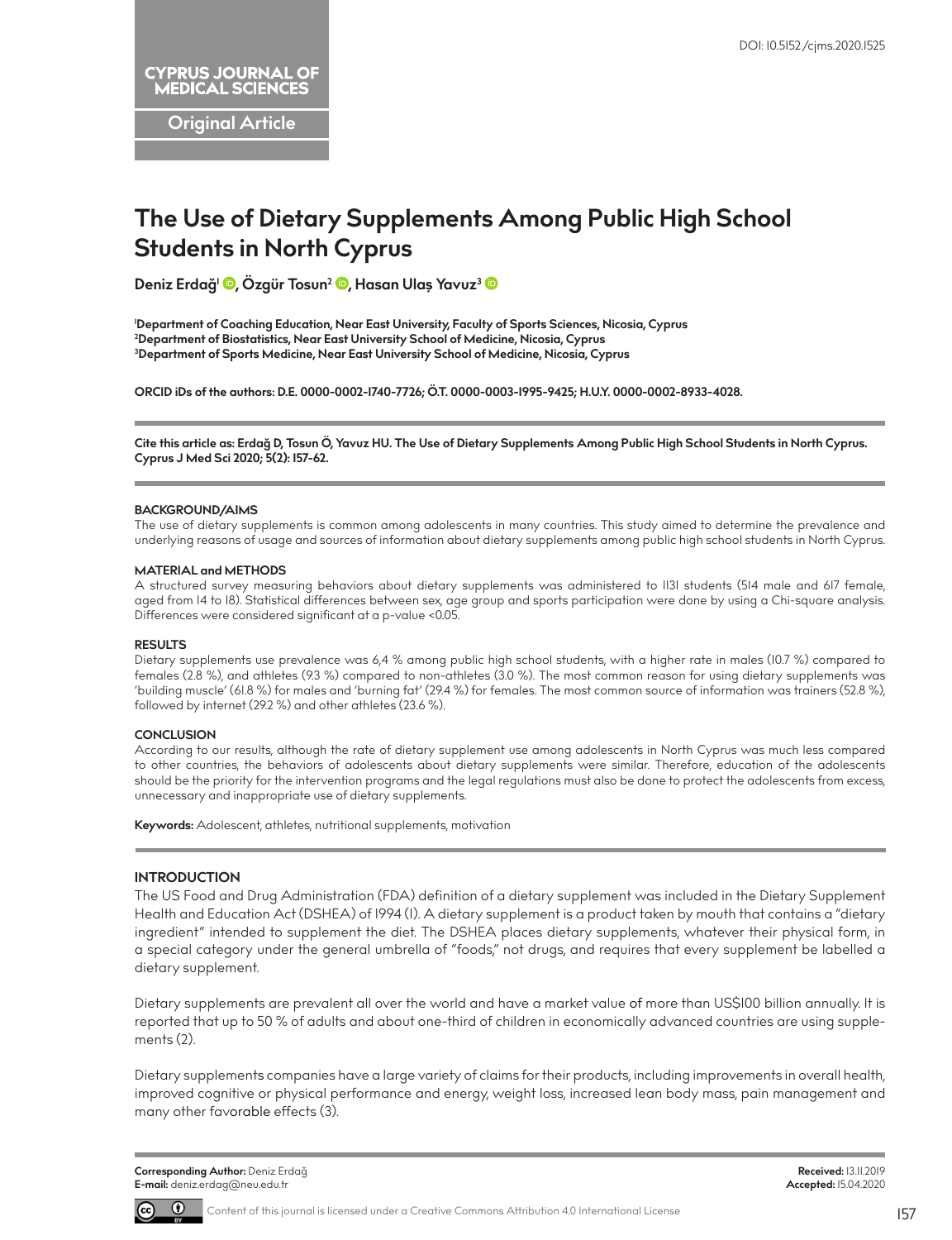CYPRUS JOURNAL OF MEDICAL SCIENCES

Original Article

# The Use of Dietary Supplements Among Public High School Students in North Cyprus

**Deniz Erdağ[1], Özgür Tosun[2], Hasan Ulaş Yavuz[3]**

[1]Department of Coaching Education, Near East University, Faculty of Sports Sciences, Nicosia, Cyprus
[2]Department of Biostatistics, Near East University School of Medicine, Nicosia, Cyprus
[3]Department of Sports Medicine, Near East University School of Medicine, Nicosia, Cyprus

**ORCID iDs of the authors: D.E. 0000-0002-1740-7726; Ö.T. 0000-0003-1995-9425; H.U.Y. 0000-0002-8933-4028.**

**Cite this article as: Erdağ D, Tosun Ö, Yavuz HU. The Use of Dietary Supplements Among Public High School Students in North Cyprus. Cyprus J Med Sci 2020; 5(2): 157-62.**

DOI: 10.5152/cjms.2020.1525

#### BACKGROUND/AIMS

The use of dietary supplements is common among adolescents in many countries. This study aimed to determine the prevalence and underlying reasons of usage and sources of information about dietary supplements among public high school students in North Cyprus.

#### MATERIAL and METHODS

A structured survey measuring behaviors about dietary supplements was administered to 1131 students (514 male and 617 female, aged from 14 to 18). Statistical differences between sex, age group and sports participation were done by using a Chi-square analysis. Differences were considered significant at a p-value <0.05.

#### RESULTS

Dietary supplements use prevalence was 6,4 % among public high school students, with a higher rate in males (10.7 %) compared to females (2.8 %), and athletes (9.3 %) compared to non-athletes (3.0 %). The most common reason for using dietary supplements was 'building muscle' (61.8 %) for males and 'burning fat' (29.4 %) for females. The most common source of information was trainers (52.8 %), followed by internet (29.2 %) and other athletes (23.6 %).

#### CONCLUSION

According to our results, although the rate of dietary supplement use among adolescents in North Cyprus was much less compared to other countries, the behaviors of adolescents about dietary supplements were similar. Therefore, education of the adolescents should be the priority for the intervention programs and the legal regulations must also be done to protect the adolescents from excess, unnecessary and inappropriate use of dietary supplements.

**Keywords:** Adolescent, athletes, nutritional supplements, motivation

## INTRODUCTION

The US Food and Drug Administration (FDA) definition of a dietary supplement was included in the Dietary Supplement Health and Education Act (DSHEA) of 1994 (1). A dietary supplement is a product taken by mouth that contains a "dietary ingredient" intended to supplement the diet. The DSHEA places dietary supplements, whatever their physical form, in a special category under the general umbrella of "foods," not drugs, and requires that every supplement be labelled a dietary supplement.

Dietary supplements are prevalent all over the world and have a market value of more than US$100 billion annually. It is reported that up to 50 % of adults and about one-third of children in economically advanced countries are using supplements (2).

Dietary supplements companies have a large variety of claims for their products, including improvements in overall health, improved cognitive or physical performance and energy, weight loss, increased lean body mass, pain management and many other favorable effects (3).

**Corresponding Author:** Deniz Erdağ
**E-mail:** deniz.erdag@neu.edu.tr

**Received:** 13.11.2019
**Accepted:** 15.04.2020

Content of this journal is licensed under a Creative Commons Attribution 4.0 International License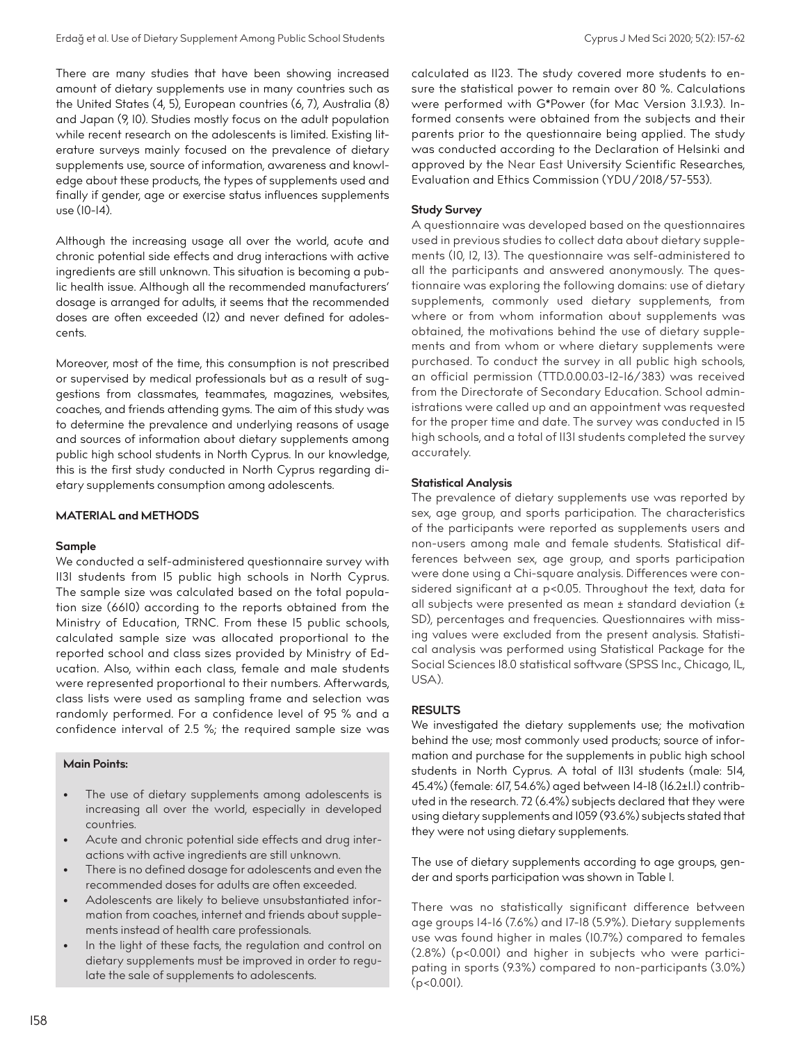There are many studies that have been showing increased amount of dietary supplements use in many countries such as the United States (4, 5), European countries (6, 7), Australia (8) and Japan (9, 10). Studies mostly focus on the adult population while recent research on the adolescents is limited. Existing literature surveys mainly focused on the prevalence of dietary supplements use, source of information, awareness and knowledge about these products, the types of supplements used and finally if gender, age or exercise status influences supplements use (10-14).

Although the increasing usage all over the world, acute and chronic potential side effects and drug interactions with active ingredients are still unknown. This situation is becoming a public health issue. Although all the recommended manufacturers' dosage is arranged for adults, it seems that the recommended doses are often exceeded (12) and never defined for adolescents.

Moreover, most of the time, this consumption is not prescribed or supervised by medical professionals but as a result of suggestions from classmates, teammates, magazines, websites, coaches, and friends attending gyms. The aim of this study was to determine the prevalence and underlying reasons of usage and sources of information about dietary supplements among public high school students in North Cyprus. In our knowledge, this is the first study conducted in North Cyprus regarding dietary supplements consumption among adolescents.

## MATERIAL and METHODS

### Sample

We conducted a self-administered questionnaire survey with 1131 students from 15 public high schools in North Cyprus. The sample size was calculated based on the total population size (6610) according to the reports obtained from the Ministry of Education, TRNC. From these 15 public schools, calculated sample size was allocated proportional to the reported school and class sizes provided by Ministry of Education. Also, within each class, female and male students were represented proportional to their numbers. Afterwards, class lists were used as sampling frame and selection was randomly performed. For a confidence level of 95 % and a confidence interval of 2.5 %; the required sample size was calculated as 1123. The study covered more students to ensure the statistical power to remain over 80 %. Calculations were performed with G*Power (for Mac Version 3.1.9.3). Informed consents were obtained from the subjects and their parents prior to the questionnaire being applied. The study was conducted according to the Declaration of Helsinki and approved by the Near East University Scientific Researches, Evaluation and Ethics Commission (YDU/2018/57-553).

### Study Survey

A questionnaire was developed based on the questionnaires used in previous studies to collect data about dietary supplements (10, 12, 13). The questionnaire was self-administered to all the participants and answered anonymously. The questionnaire was exploring the following domains: use of dietary supplements, commonly used dietary supplements, from where or from whom information about supplements was obtained, the motivations behind the use of dietary supplements and from whom or where dietary supplements were purchased. To conduct the survey in all public high schools, an official permission (TTD.0.00.03-12-16/383) was received from the Directorate of Secondary Education. School administrations were called up and an appointment was requested for the proper time and date. The survey was conducted in 15 high schools, and a total of 1131 students completed the survey accurately.

### Statistical Analysis

The prevalence of dietary supplements use was reported by sex, age group, and sports participation. The characteristics of the participants were reported as supplements users and non-users among male and female students. Statistical differences between sex, age group, and sports participation were done using a Chi-square analysis. Differences were considered significant at a $p<0.05$. Throughout the text, data for all subjects were presented as mean ± standard deviation (± SD), percentages and frequencies. Questionnaires with missing values were excluded from the present analysis. Statistical analysis was performed using Statistical Package for the Social Sciences 18.0 statistical software (SPSS Inc., Chicago, IL, USA).

## RESULTS

We investigated the dietary supplements use; the motivation behind the use; most commonly used products; source of information and purchase for the supplements in public high school students in North Cyprus. A total of 1131 students (male: 514, 45.4%) (female: 617, 54.6%) aged between 14-18 (16.2±1.1) contributed in the research. 72 (6.4%) subjects declared that they were using dietary supplements and 1059 (93.6%) subjects stated that they were not using dietary supplements.

The use of dietary supplements according to age groups, gender and sports participation was shown in Table 1.

There was no statistically significant difference between age groups 14-16 (7.6%) and 17-18 (5.9%). Dietary supplements use was found higher in males (10.7%) compared to females (2.8%) ($p<0.001$) and higher in subjects who were participating in sports (9.3%) compared to non-participants (3.0%) ($p<0.001$).

**Main Points:**

- The use of dietary supplements among adolescents is increasing all over the world, especially in developed countries.
- Acute and chronic potential side effects and drug interactions with active ingredients are still unknown.
- There is no defined dosage for adolescents and even the recommended doses for adults are often exceeded.
- Adolescents are likely to believe unsubstantiated information from coaches, internet and friends about supplements instead of health care professionals.
- In the light of these facts, the regulation and control on dietary supplements must be improved in order to regulate the sale of supplements to adolescents.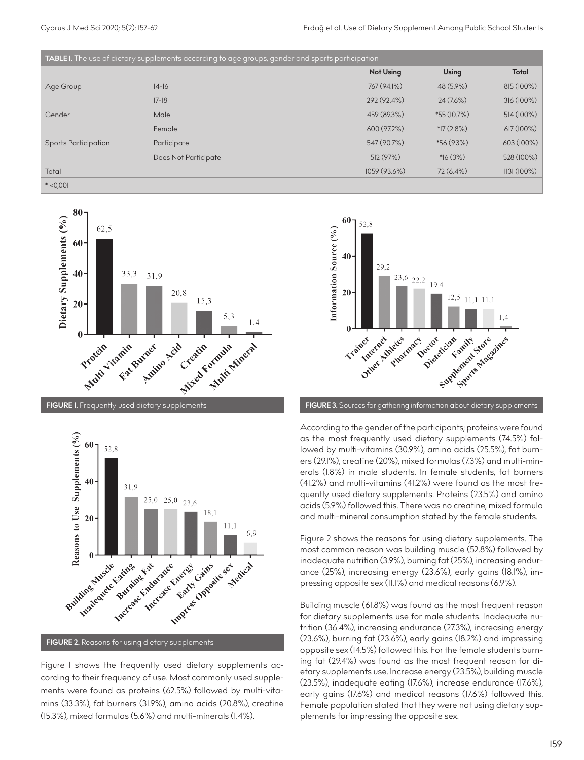**TABLE I.** The use of dietary supplements according to age groups, gender and sports participation

| | | Not Using | Using | Total |
|---|---|---|---|---|
| Age Group | 14-16 | 767 (94.1%) | 48 (5.9%) | 815 (100%) |
| | 17-18 | 292 (92.4%) | 24 (7.6%) | 316 (100%) |
| Gender | Male | 459 (89.3%) | *55 (10.7%) | 514 (100%) |
| | Female | 600 (97.2%) | *17 (2.8%) | 617 (100%) |
| Sports Participation | Participate | 547 (90.7%) | *56 (9.3%) | 603 (100%) |
| | Does Not Participate | 512 (97%) | *16 (3%) | 528 (100%) |
| Total | | 1059 (93.6%) | 72 (6.4%) | 1131 (100%) |

* <0,001

**FIGURE 1.** Frequently used dietary supplements

**FIGURE 2.** Reasons for using dietary supplements

Figure 1 shows the frequently used dietary supplements according to their frequency of use. Most commonly used supplements were found as proteins (62.5%) followed by multi-vitamins (33.3%), fat burners (31.9%), amino acids (20.8%), creatine (15.3%), mixed formulas (5.6%) and multi-minerals (1.4%).

**FIGURE 3.** Sources for gathering information about dietary supplements

According to the gender of the participants; proteins were found as the most frequently used dietary supplements (74.5%) followed by multi-vitamins (30.9%), amino acids (25.5%), fat burners (29.1%), creatine (20%), mixed formulas (7.3%) and multi-minerals (1.8%) in male students. In female students, fat burners (41.2%) and multi-vitamins (41.2%) were found as the most frequently used dietary supplements. Proteins (23.5%) and amino acids (5.9%) followed this. There was no creatine, mixed formula and multi-mineral consumption stated by the female students.

Figure 2 shows the reasons for using dietary supplements. The most common reason was building muscle (52.8%) followed by inadequate nutrition (3.9%), burning fat (25%), increasing endurance (25%), increasing energy (23.6%), early gains (18.1%), impressing opposite sex (11.1%) and medical reasons (6.9%).

Building muscle (61.8%) was found as the most frequent reason for dietary supplements use for male students. Inadequate nutrition (36.4%), increasing endurance (27.3%), increasing energy (23.6%), burning fat (23.6%), early gains (18.2%) and impressing opposite sex (14.5%) followed this. For the female students burning fat (29.4%) was found as the most frequent reason for dietary supplements use. Increase energy (23.5%), building muscle (23.5%), inadequate eating (17.6%), increase endurance (17.6%), early gains (17.6%) and medical reasons (17.6%) followed this. Female population stated that they were not using dietary supplements for impressing the opposite sex.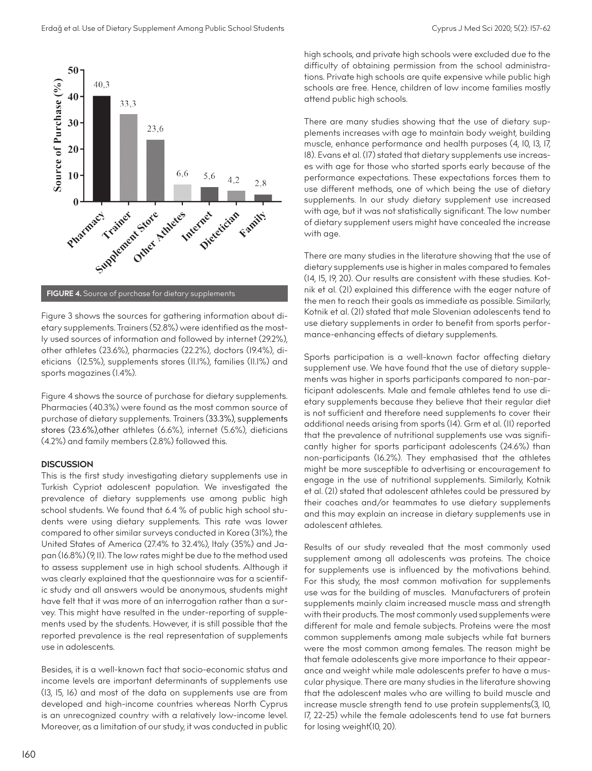FIGURE 4. Source of purchase for dietary supplements

Figure 3 shows the sources for gathering information about dietary supplements. Trainers (52.8%) were identified as the mostly used sources of information and followed by internet (29.2%), other athletes (23.6%), pharmacies (22.2%), doctors (19.4%), dieticians (12.5%), supplements stores (11.1%), families (11.1%) and sports magazines (1.4%).

Figure 4 shows the source of purchase for dietary supplements. Pharmacies (40.3%) were found as the most common source of purchase of dietary supplements. Trainers (33.3%), supplements stores (23.6%),other athletes (6.6%), internet (5.6%), dieticians (4.2%) and family members (2.8%) followed this.

## DISCUSSION

This is the first study investigating dietary supplements use in Turkish Cypriot adolescent population. We investigated the prevalence of dietary supplements use among public high school students. We found that 6.4 % of public high school students were using dietary supplements. This rate was lower compared to other similar surveys conducted in Korea (31%), the United States of America (27.4% to 32.4%), Italy (35%) and Japan (16.8%) (9, 11). The low rates might be due to the method used to assess supplement use in high school students. Although it was clearly explained that the questionnaire was for a scientific study and all answers would be anonymous, students might have felt that it was more of an interrogation rather than a survey. This might have resulted in the under-reporting of supplements used by the students. However, it is still possible that the reported prevalence is the real representation of supplements use in adolescents.

Besides, it is a well-known fact that socio-economic status and income levels are important determinants of supplements use (13, 15, 16) and most of the data on supplements use are from developed and high-income countries whereas North Cyprus is an unrecognized country with a relatively low-income level. Moreover, as a limitation of our study, it was conducted in public high schools, and private high schools were excluded due to the difficulty of obtaining permission from the school administrations. Private high schools are quite expensive while public high schools are free. Hence, children of low income families mostly attend public high schools.

There are many studies showing that the use of dietary supplements increases with age to maintain body weight, building muscle, enhance performance and health purposes (4, 10, 13, 17, 18). Evans et al. (17) stated that dietary supplements use increases with age for those who started sports early because of the performance expectations. These expectations forces them to use different methods, one of which being the use of dietary supplements. In our study dietary supplement use increased with age, but it was not statistically significant. The low number of dietary supplement users might have concealed the increase with age.

There are many studies in the literature showing that the use of dietary supplements use is higher in males compared to females (14, 15, 19, 20). Our results are consistent with these studies. Kotnik et al. (21) explained this difference with the eager nature of the men to reach their goals as immediate as possible. Similarly, Kotnik et al. (21) stated that male Slovenian adolescents tend to use dietary supplements in order to benefit from sports performance-enhancing effects of dietary supplements.

Sports participation is a well-known factor affecting dietary supplement use. We have found that the use of dietary supplements was higher in sports participants compared to non-participant adolescents. Male and female athletes tend to use dietary supplements because they believe that their regular diet is not sufficient and therefore need supplements to cover their additional needs arising from sports (14). Grm et al. (11) reported that the prevalence of nutritional supplements use was significantly higher for sports participant adolescents (24.6%) than non-participants (16.2%). They emphasised that the athletes might be more susceptible to advertising or encouragement to engage in the use of nutritional supplements. Similarly, Kotnik et al. (21) stated that adolescent athletes could be pressured by their coaches and/or teammates to use dietary supplements and this may explain an increase in dietary supplements use in adolescent athletes.

Results of our study revealed that the most commonly used supplement among all adolescents was proteins. The choice for supplements use is influenced by the motivations behind. For this study, the most common motivation for supplements use was for the building of muscles. Manufacturers of protein supplements mainly claim increased muscle mass and strength with their products. The most commonly used supplements were different for male and female subjects. Proteins were the most common supplements among male subjects while fat burners were the most common among females. The reason might be that female adolescents give more importance to their appearance and weight while male adolescents prefer to have a muscular physique. There are many studies in the literature showing that the adolescent males who are willing to build muscle and increase muscle strength tend to use protein supplements(3, 10, 17, 22-25) while the female adolescents tend to use fat burners for losing weight(10, 20).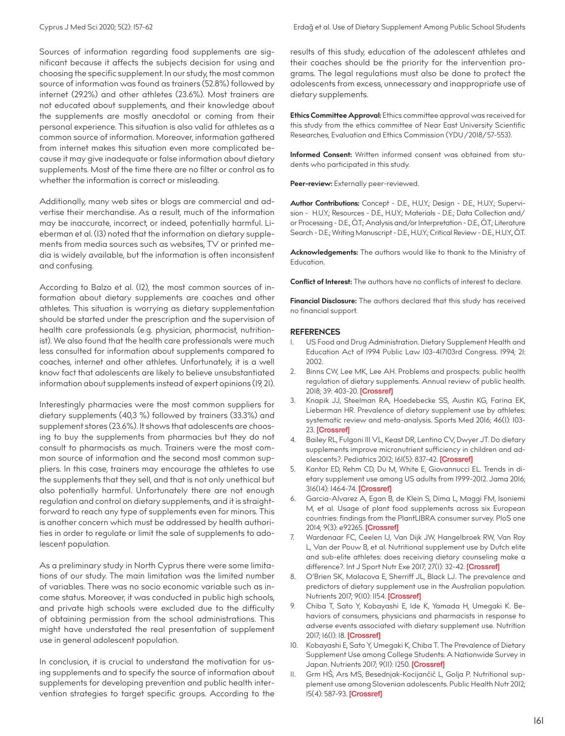Sources of information regarding food supplements are significant because it affects the subjects decision for using and choosing the specific supplement. In our study, the most common source of information was found as trainers (52.8%) followed by internet (29.2%) and other athletes (23.6%). Most trainers are not educated about supplements, and their knowledge about the supplements are mostly anecdotal or coming from their personal experience. This situation is also valid for athletes as a common source of information. Moreover, information gathered from internet makes this situation even more complicated because it may give inadequate or false information about dietary supplements. Most of the time there are no filter or control as to whether the information is correct or misleading.

Additionally, many web sites or blogs are commercial and advertise their merchandise. As a result, much of the information may be inaccurate, incorrect, or indeed, potentially harmful. Lieberman et al. (13) noted that the information on dietary supplements from media sources such as websites, TV or printed media is widely available, but the information is often inconsistent and confusing.

According to Balzo et al. (12), the most common sources of information about dietary supplements are coaches and other athletes. This situation is worrying as dietary supplementation should be started under the prescription and the supervision of health care professionals (e.g. physician, pharmacist, nutritionist). We also found that the health care professionals were much less consulted for information about supplements compared to coaches, internet and other athletes. Unfortunately, it is a well know fact that adolescents are likely to believe unsubstantiated information about supplements instead of expert opinions (19, 21).

Interestingly pharmacies were the most common suppliers for dietary supplements (40,3 %) followed by trainers (33.3%) and supplement stores (23.6%). It shows that adolescents are choosing to buy the supplements from pharmacies but they do not consult to pharmacists as much. Trainers were the most common source of information and the second most common suppliers. In this case, trainers may encourage the athletes to use the supplements that they sell, and that is not only unethical but also potentially harmful. Unfortunately there are not enough regulation and control on dietary supplements, and it is straightforward to reach any type of supplements even for minors. This is another concern which must be addressed by health authorities in order to regulate or limit the sale of supplements to adolescent population.

As a preliminary study in North Cyprus there were some limitations of our study. The main limitation was the limited number of variables. There was no socio economic variable such as income status. Moreover, it was conducted in public high schools, and private high schools were excluded due to the difficulty of obtaining permission from the school administrations. This might have understated the real presentation of supplement use in general adolescent population.

In conclusion, it is crucial to understand the motivation for using supplements and to specify the source of information about supplements for developing prevention and public health intervention strategies to target specific groups. According to the results of this study, education of the adolescent athletes and their coaches should be the priority for the intervention programs. The legal regulations must also be done to protect the adolescents from excess, unnecessary and inappropriate use of dietary supplements.

**Ethics Committee Approval:** Ethics committee approval was received for this study from the ethics committee of Near East University Scientific Researches, Evaluation and Ethics Commission (YDU/2018/57-553).

**Informed Consent:** Written informed consent was obtained from students who participated in this study.

**Peer-review:** Externally peer-reviewed.

**Author Contributions:** Concept - D.E., H.U.Y.; Design - D.E., H.U.Y.; Supervision - H.U.Y.; Resources - D.E., H.U.Y.; Materials - D.E.; Data Collection and/or Processing - D.E., Ö.T.; Analysis and/or Interpretation - D.E., Ö.T.; Literature Search - D.E.; Writing Manuscript - D.E., H.U.Y.; Critical Review - D.E., H.U.Y., Ö.T.

**Acknowledgements:** The authors would like to thank to the Ministry of Education.

**Conflict of Interest:** The authors have no conflicts of interest to declare.

**Financial Disclosure:** The authors declared that this study has received no financial support.

## REFERENCES

1. US Food and Drug Administration. Dietary Supplement Health and Education Act of 1994 Public Law 103-417103rd Congress. 1994; 21: 2002.
2. Binns CW, Lee MK, Lee AH. Problems and prospects: public health regulation of dietary supplements. Annual review of public health. 2018; 39: 403-20. [Crossref]
3. Knapik JJ, Steelman RA, Hoedebecke SS, Austin KG, Farina EK, Lieberman HR. Prevalence of dietary supplement use by athletes: systematic review and meta-analysis. Sports Med 2016; 46(1): 103-23. [Crossref]
4. Bailey RL, Fulgoni III VL, Keast DR, Lentino CV, Dwyer JT. Do dietary supplements improve micronutrient sufficiency in children and adolescents?. Pediatrics 2012; 161(5): 837-42. [Crossref]
5. Kantor ED, Rehm CD, Du M, White E, Giovannucci EL. Trends in dietary supplement use among US adults from 1999-2012. Jama 2016; 316(14): 1464-74. [Crossref]
6. Garcia-Alvarez A, Egan B, de Klein S, Dima L, Maggi FM, Isoniemi M, et al. Usage of plant food supplements across six European countries: findings from the PlantLIBRA consumer survey. PloS one 2014; 9(3): e92265. [Crossref]
7. Wardenaar FC, Ceelen IJ, Van Dijk JW, Hangelbroek RW, Van Roy L, Van der Pouw B, et al. Nutritional supplement use by Dutch elite and sub-elite athletes: does receiving dietary counseling make a difference?. Int J Sport Nutr Exe 2017; 27(1): 32-42. [Crossref]
8. O'Brien SK, Malacova E, Sherriff JL, Black LJ. The prevalence and predictors of dietary supplement use in the Australian population. Nutrients 2017; 9(10): 1154. [Crossref]
9. Chiba T, Sato Y, Kobayashi E, Ide K, Yamada H, Umegaki K. Behaviors of consumers, physicians and pharmacists in response to adverse events associated with dietary supplement use. Nutrition 2017; 16(1): 18. [Crossref]
10. Kobayashi E, Sato Y, Umegaki K, Chiba T. The Prevalence of Dietary Supplement Use among College Students: A Nationwide Survey in Japan. Nutrients 2017; 9(11): 1250. [Crossref]
11. Grm HŠ, Ars MS, Besednjak-Kocijančič L, Golja P. Nutritional supplement use among Slovenian adolescents. Public Health Nutr 2012; 15(4): 587-93. [Crossref]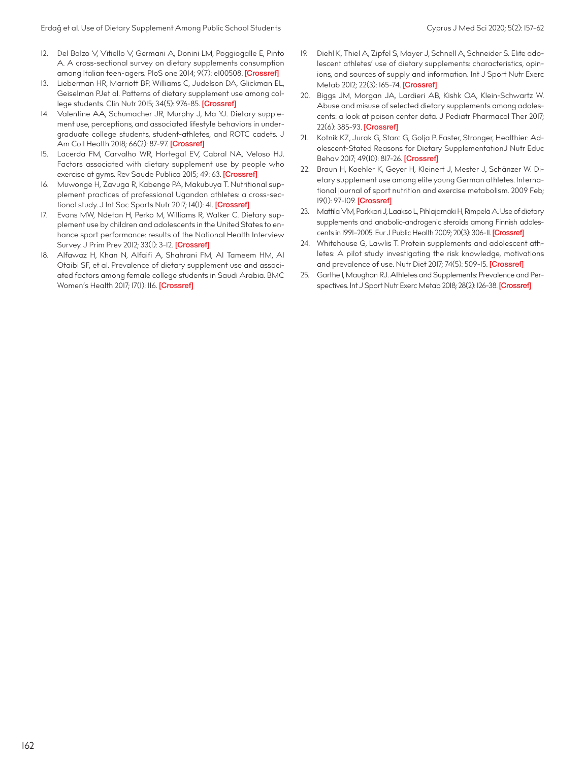12. Del Balzo V, Vitiello V, Germani A, Donini LM, Poggiogalle E, Pinto A. A cross-sectional survey on dietary supplements consumption among Italian teen-agers. PloS one 2014; 9(7): e100508. [Crossref]
13. Lieberman HR, Marriott BP, Williams C, Judelson DA, Glickman EL, Geiselman PJet al. Patterns of dietary supplement use among college students. Clin Nutr 2015; 34(5): 976-85. [Crossref]
14. Valentine AA, Schumacher JR, Murphy J, Ma YJ. Dietary supplement use, perceptions, and associated lifestyle behaviors in undergraduate college students, student-athletes, and ROTC cadets. J Am Coll Health 2018; 66(2): 87-97. [Crossref]
15. Lacerda FM, Carvalho WR, Hortegal EV, Cabral NA, Veloso HJ. Factors associated with dietary supplement use by people who exercise at gyms. Rev Saude Publica 2015; 49: 63. [Crossref]
16. Muwonge H, Zavuga R, Kabenge PA, Makubuya T. Nutritional supplement practices of professional Ugandan athletes: a cross-sectional study. J Int Soc Sports Nutr 2017; 14(1): 41. [Crossref]
17. Evans MW, Ndetan H, Perko M, Williams R, Walker C. Dietary supplement use by children and adolescents in the United States to enhance sport performance: results of the National Health Interview Survey. J Prim Prev 2012; 33(1): 3-12. [Crossref]
18. Alfawaz H, Khan N, Alfaifi A, Shahrani FM, Al Tameem HM, Al Otaibi SF, et al. Prevalence of dietary supplement use and associated factors among female college students in Saudi Arabia. BMC Women's Health 2017; 17(1): 116. [Crossref]
19. Diehl K, Thiel A, Zipfel S, Mayer J, Schnell A, Schneider S. Elite adolescent athletes' use of dietary supplements: characteristics, opinions, and sources of supply and information. Int J Sport Nutr Exerc Metab 2012; 22(3): 165-74. [Crossref]
20. Biggs JM, Morgan JA, Lardieri AB, Kishk OA, Klein-Schwartz W. Abuse and misuse of selected dietary supplements among adolescents: a look at poison center data. J Pediatr Pharmacol Ther 2017; 22(6): 385-93. [Crossref]
21. Kotnik KZ, Jurak G, Starc G, Golja P. Faster, Stronger, Healthier: Adolescent-Stated Reasons for Dietary SupplementationJ Nutr Educ Behav 2017; 49(10): 817-26. [Crossref]
22. Braun H, Koehler K, Geyer H, Kleinert J, Mester J, Schänzer W. Dietary supplement use among elite young German athletes. International journal of sport nutrition and exercise metabolism. 2009 Feb; 19(1): 97-109. [Crossref]
23. Mattila VM, Parkkari J, Laakso L, Pihlajamäki H, Rimpelä A. Use of dietary supplements and anabolic-androgenic steroids among Finnish adolescents in 1991–2005. Eur J Public Health 2009; 20(3): 306-11. [Crossref]
24. Whitehouse G, Lawlis T. Protein supplements and adolescent athletes: A pilot study investigating the risk knowledge, motivations and prevalence of use. Nutr Diet 2017; 74(5): 509-15. [Crossref]
25. Garthe I, Maughan RJ. Athletes and Supplements: Prevalence and Perspectives. Int J Sport Nutr Exerc Metab 2018; 28(2): 126-38. [Crossref]